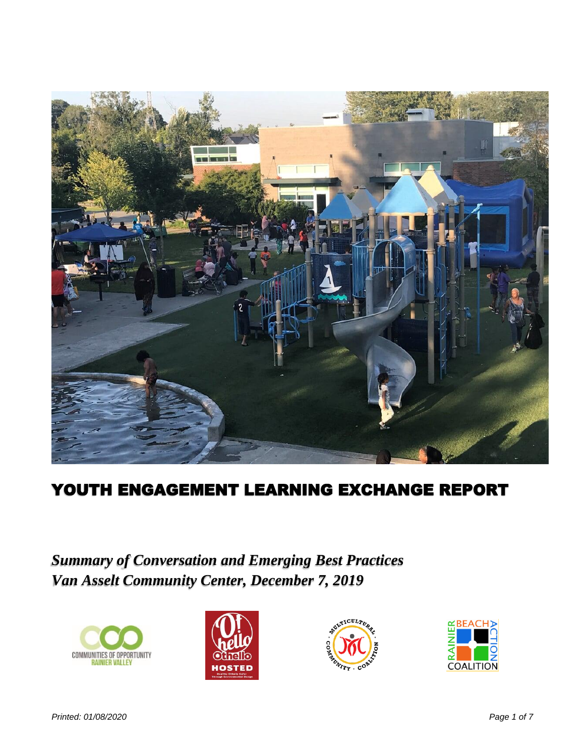# YOUTH ENGAGEMENT LEARNING EXCHANGE REPORT

***Summary of Conversation and Emerging Best Practices***
***Van Asselt Community Center, December 7, 2019***

*Printed: 01/08/2020*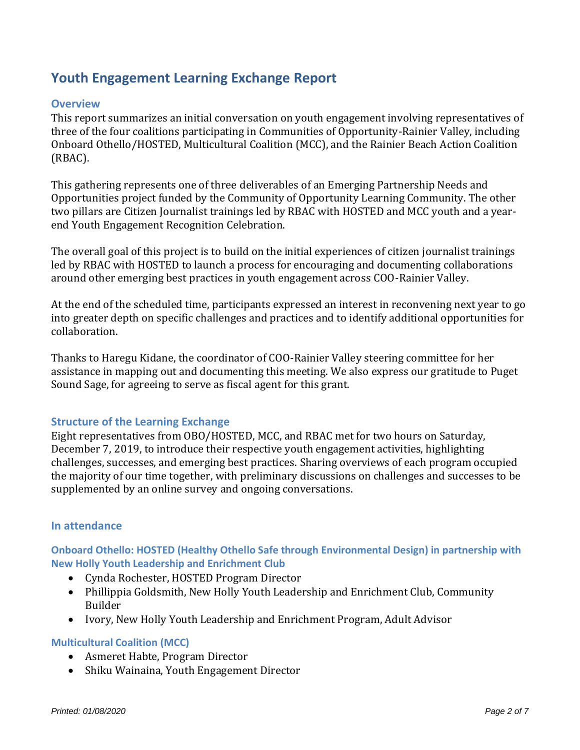# Youth Engagement Learning Exchange Report

## Overview

This report summarizes an initial conversation on youth engagement involving representatives of three of the four coalitions participating in Communities of Opportunity-Rainier Valley, including Onboard Othello/HOSTED, Multicultural Coalition (MCC), and the Rainier Beach Action Coalition (RBAC).

This gathering represents one of three deliverables of an Emerging Partnership Needs and Opportunities project funded by the Community of Opportunity Learning Community. The other two pillars are Citizen Journalist trainings led by RBAC with HOSTED and MCC youth and a year-end Youth Engagement Recognition Celebration.

The overall goal of this project is to build on the initial experiences of citizen journalist trainings led by RBAC with HOSTED to launch a process for encouraging and documenting collaborations around other emerging best practices in youth engagement across COO-Rainier Valley.

At the end of the scheduled time, participants expressed an interest in reconvening next year to go into greater depth on specific challenges and practices and to identify additional opportunities for collaboration.

Thanks to Haregu Kidane, the coordinator of COO-Rainier Valley steering committee for her assistance in mapping out and documenting this meeting. We also express our gratitude to Puget Sound Sage, for agreeing to serve as fiscal agent for this grant.

## Structure of the Learning Exchange

Eight representatives from OBO/HOSTED, MCC, and RBAC met for two hours on Saturday, December 7, 2019, to introduce their respective youth engagement activities, highlighting challenges, successes, and emerging best practices. Sharing overviews of each program occupied the majority of our time together, with preliminary discussions on challenges and successes to be supplemented by an online survey and ongoing conversations.

## In attendance

### Onboard Othello: HOSTED (Healthy Othello Safe through Environmental Design) in partnership with New Holly Youth Leadership and Enrichment Club

- Cynda Rochester, HOSTED Program Director
- Phillippia Goldsmith, New Holly Youth Leadership and Enrichment Club, Community Builder
- Ivory, New Holly Youth Leadership and Enrichment Program, Adult Advisor

### Multicultural Coalition (MCC)

- Asmeret Habte, Program Director
- Shiku Wainaina, Youth Engagement Director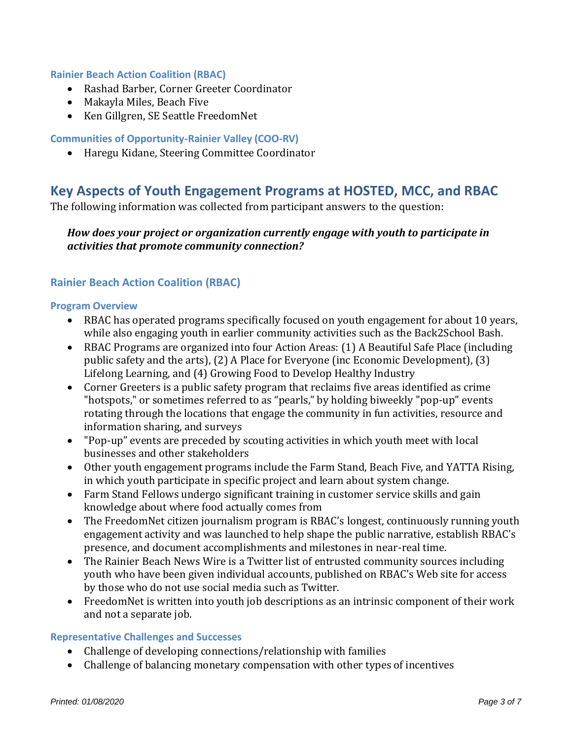### Rainier Beach Action Coalition (RBAC)

- Rashad Barber, Corner Greeter Coordinator
- Makayla Miles, Beach Five
- Ken Gillgren, SE Seattle FreedomNet

### Communities of Opportunity-Rainier Valley (COO-RV)

- Haregu Kidane, Steering Committee Coordinator

## Key Aspects of Youth Engagement Programs at HOSTED, MCC, and RBAC

The following information was collected from participant answers to the question:

> ***How does your project or organization currently engage with youth to participate in activities that promote community connection?***

### Rainier Beach Action Coalition (RBAC)

#### Program Overview

- RBAC has operated programs specifically focused on youth engagement for about 10 years, while also engaging youth in earlier community activities such as the Back2School Bash.
- RBAC Programs are organized into four Action Areas: (1) A Beautiful Safe Place (including public safety and the arts), (2) A Place for Everyone (inc Economic Development), (3) Lifelong Learning, and (4) Growing Food to Develop Healthy Industry
- Corner Greeters is a public safety program that reclaims five areas identified as crime "hotspots," or sometimes referred to as "pearls," by holding biweekly "pop-up" events rotating through the locations that engage the community in fun activities, resource and information sharing, and surveys
- "Pop-up" events are preceded by scouting activities in which youth meet with local businesses and other stakeholders
- Other youth engagement programs include the Farm Stand, Beach Five, and YATTA Rising, in which youth participate in specific project and learn about system change.
- Farm Stand Fellows undergo significant training in customer service skills and gain knowledge about where food actually comes from
- The FreedomNet citizen journalism program is RBAC's longest, continuously running youth engagement activity and was launched to help shape the public narrative, establish RBAC's presence, and document accomplishments and milestones in near-real time.
- The Rainier Beach News Wire is a Twitter list of entrusted community sources including youth who have been given individual accounts, published on RBAC's Web site for access by those who do not use social media such as Twitter.
- FreedomNet is written into youth job descriptions as an intrinsic component of their work and not a separate job.

#### Representative Challenges and Successes

- Challenge of developing connections/relationship with families
- Challenge of balancing monetary compensation with other types of incentives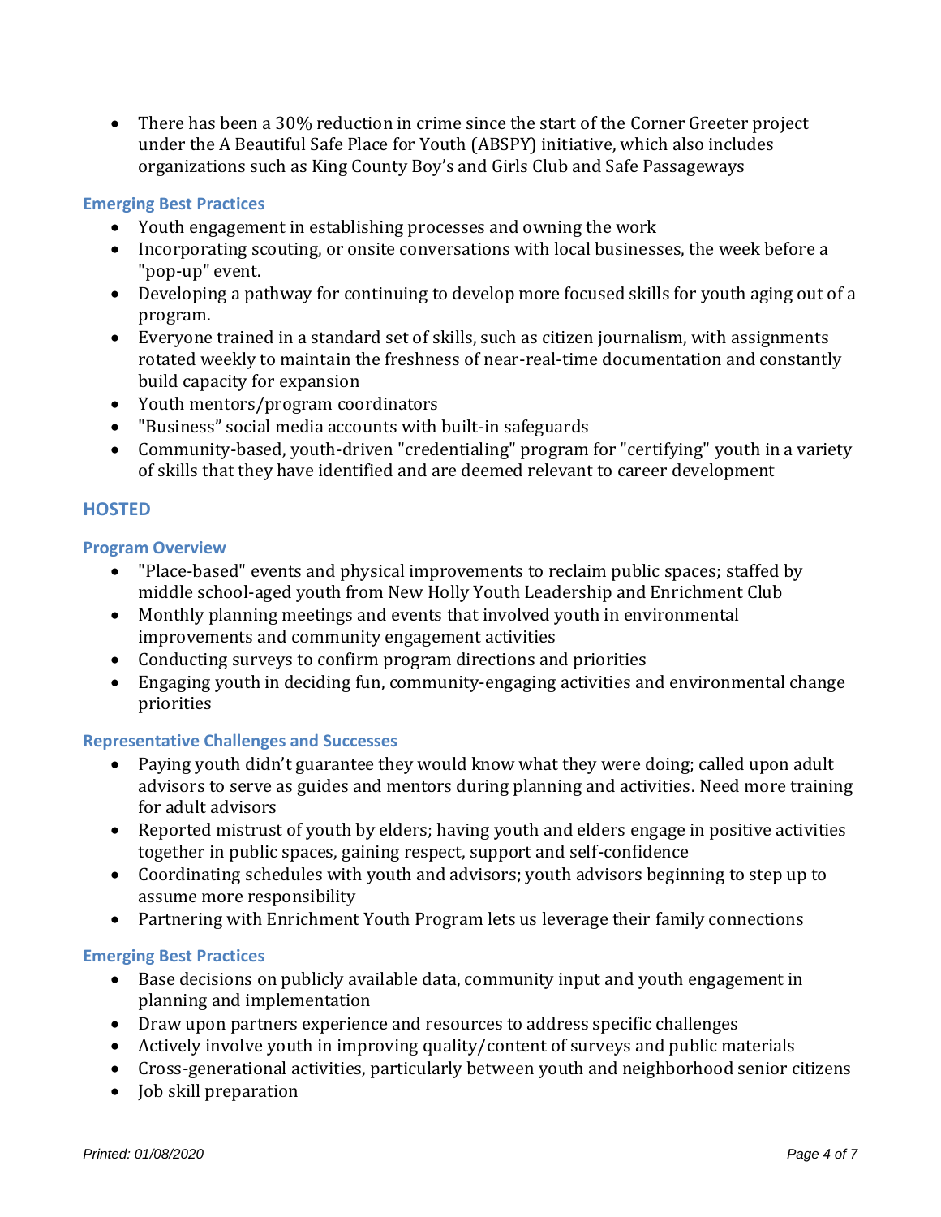- There has been a 30% reduction in crime since the start of the Corner Greeter project under the A Beautiful Safe Place for Youth (ABSPY) initiative, which also includes organizations such as King County Boy's and Girls Club and Safe Passageways

### Emerging Best Practices

- Youth engagement in establishing processes and owning the work
- Incorporating scouting, or onsite conversations with local businesses, the week before a "pop-up" event.
- Developing a pathway for continuing to develop more focused skills for youth aging out of a program.
- Everyone trained in a standard set of skills, such as citizen journalism, with assignments rotated weekly to maintain the freshness of near-real-time documentation and constantly build capacity for expansion
- Youth mentors/program coordinators
- "Business" social media accounts with built-in safeguards
- Community-based, youth-driven "credentialing" program for "certifying" youth in a variety of skills that they have identified and are deemed relevant to career development

## HOSTED

### Program Overview

- "Place-based" events and physical improvements to reclaim public spaces; staffed by middle school-aged youth from New Holly Youth Leadership and Enrichment Club
- Monthly planning meetings and events that involved youth in environmental improvements and community engagement activities
- Conducting surveys to confirm program directions and priorities
- Engaging youth in deciding fun, community-engaging activities and environmental change priorities

### Representative Challenges and Successes

- Paying youth didn't guarantee they would know what they were doing; called upon adult advisors to serve as guides and mentors during planning and activities. Need more training for adult advisors
- Reported mistrust of youth by elders; having youth and elders engage in positive activities together in public spaces, gaining respect, support and self-confidence
- Coordinating schedules with youth and advisors; youth advisors beginning to step up to assume more responsibility
- Partnering with Enrichment Youth Program lets us leverage their family connections

### Emerging Best Practices

- Base decisions on publicly available data, community input and youth engagement in planning and implementation
- Draw upon partners experience and resources to address specific challenges
- Actively involve youth in improving quality/content of surveys and public materials
- Cross-generational activities, particularly between youth and neighborhood senior citizens
- Job skill preparation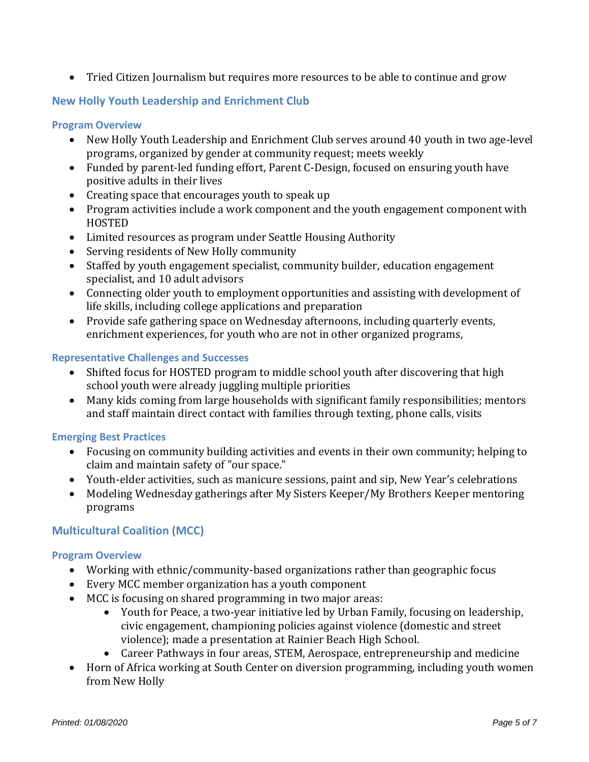- Tried Citizen Journalism but requires more resources to be able to continue and grow

## New Holly Youth Leadership and Enrichment Club

### Program Overview

- New Holly Youth Leadership and Enrichment Club serves around 40 youth in two age-level programs, organized by gender at community request; meets weekly
- Funded by parent-led funding effort, Parent C-Design, focused on ensuring youth have positive adults in their lives
- Creating space that encourages youth to speak up
- Program activities include a work component and the youth engagement component with HOSTED
- Limited resources as program under Seattle Housing Authority
- Serving residents of New Holly community
- Staffed by youth engagement specialist, community builder, education engagement specialist, and 10 adult advisors
- Connecting older youth to employment opportunities and assisting with development of life skills, including college applications and preparation
- Provide safe gathering space on Wednesday afternoons, including quarterly events, enrichment experiences, for youth who are not in other organized programs,

### Representative Challenges and Successes

- Shifted focus for HOSTED program to middle school youth after discovering that high school youth were already juggling multiple priorities
- Many kids coming from large households with significant family responsibilities; mentors and staff maintain direct contact with families through texting, phone calls, visits

### Emerging Best Practices

- Focusing on community building activities and events in their own community; helping to claim and maintain safety of "our space."
- Youth-elder activities, such as manicure sessions, paint and sip, New Year's celebrations
- Modeling Wednesday gatherings after My Sisters Keeper/My Brothers Keeper mentoring programs

## Multicultural Coalition (MCC)

### Program Overview

- Working with ethnic/community-based organizations rather than geographic focus
- Every MCC member organization has a youth component
- MCC is focusing on shared programming in two major areas:
    - Youth for Peace, a two-year initiative led by Urban Family, focusing on leadership, civic engagement, championing policies against violence (domestic and street violence); made a presentation at Rainier Beach High School.
    - Career Pathways in four areas, STEM, Aerospace, entrepreneurship and medicine
- Horn of Africa working at South Center on diversion programming, including youth women from New Holly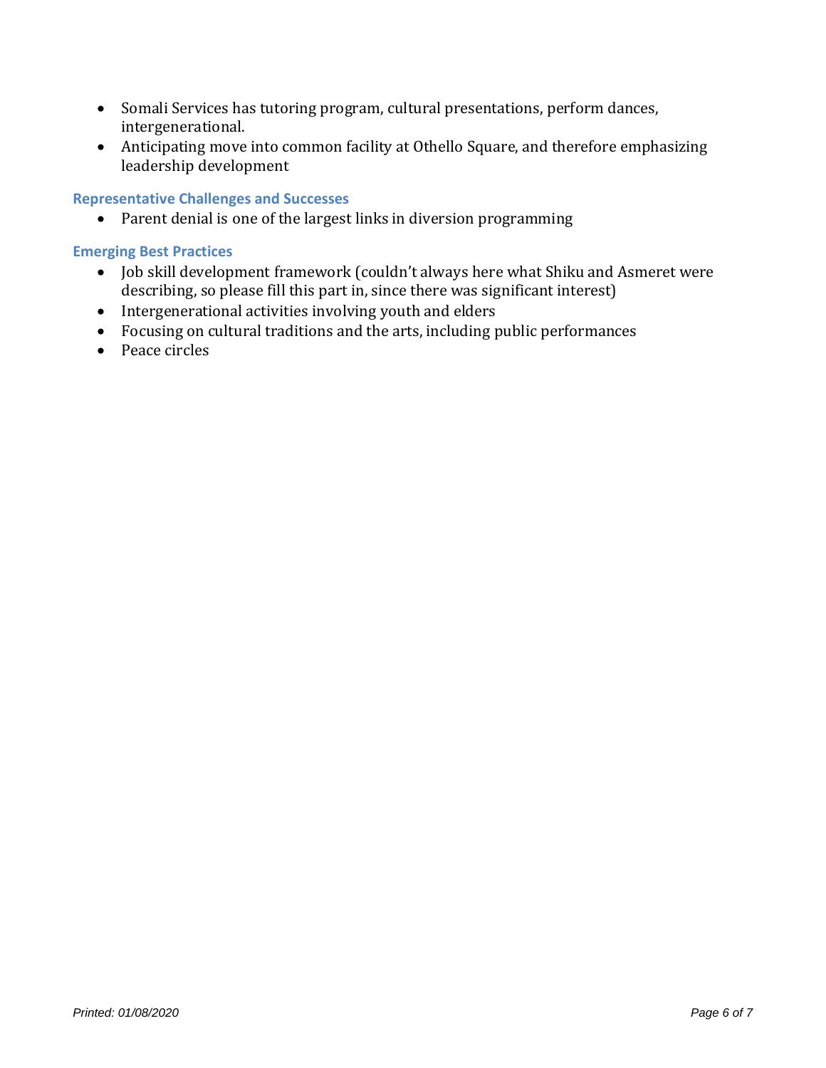- Somali Services has tutoring program, cultural presentations, perform dances, intergenerational.
- Anticipating move into common facility at Othello Square, and therefore emphasizing leadership development

### Representative Challenges and Successes

- Parent denial is one of the largest links in diversion programming

### Emerging Best Practices

- Job skill development framework (couldn't always here what Shiku and Asmeret were describing, so please fill this part in, since there was significant interest)
- Intergenerational activities involving youth and elders
- Focusing on cultural traditions and the arts, including public performances
- Peace circles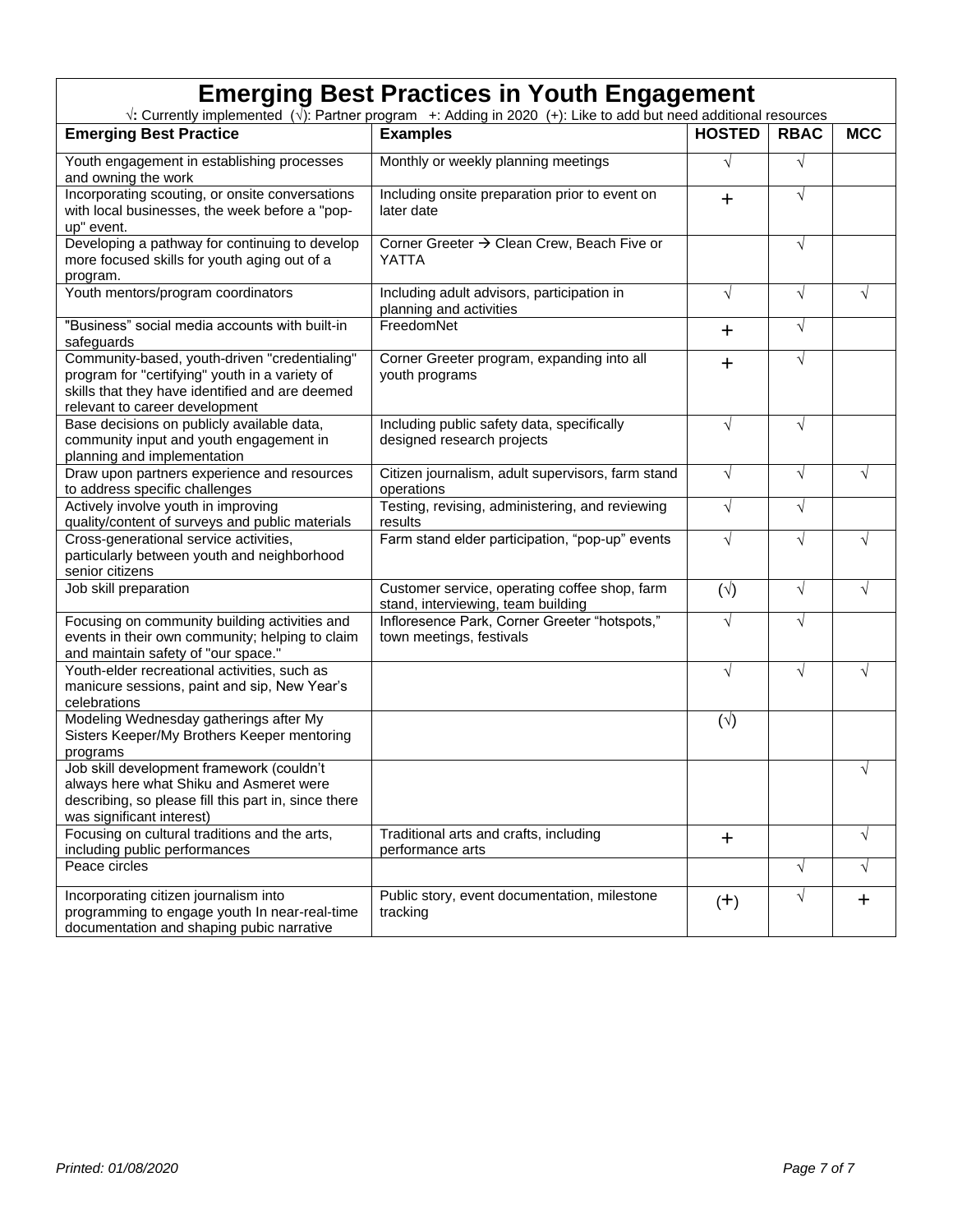# Emerging Best Practices in Youth Engagement

√: Currently implemented (√): Partner program +: Adding in 2020 (+): Like to add but need additional resources

| Emerging Best Practice | Examples | HOSTED | RBAC | MCC |
|---|---|---|---|---|
| Youth engagement in establishing processes and owning the work | Monthly or weekly planning meetings | √ | √ | |
| Incorporating scouting, or onsite conversations with local businesses, the week before a "pop-up" event. | Including onsite preparation prior to event on later date | + | √ | |
| Developing a pathway for continuing to develop more focused skills for youth aging out of a program. | Corner Greeter → Clean Crew, Beach Five or YATTA | | √ | |
| Youth mentors/program coordinators | Including adult advisors, participation in planning and activities | √ | √ | √ |
| "Business" social media accounts with built-in safeguards | FreedomNet | + | √ | |
| Community-based, youth-driven "credentialing" program for "certifying" youth in a variety of skills that they have identified and are deemed relevant to career development | Corner Greeter program, expanding into all youth programs | + | √ | |
| Base decisions on publicly available data, community input and youth engagement in planning and implementation | Including public safety data, specifically designed research projects | √ | √ | |
| Draw upon partners experience and resources to address specific challenges | Citizen journalism, adult supervisors, farm stand operations | √ | √ | √ |
| Actively involve youth in improving quality/content of surveys and public materials | Testing, revising, administering, and reviewing results | √ | √ | |
| Cross-generational service activities, particularly between youth and neighborhood senior citizens | Farm stand elder participation, "pop-up" events | √ | √ | √ |
| Job skill preparation | Customer service, operating coffee shop, farm stand, interviewing, team building | (√) | √ | √ |
| Focusing on community building activities and events in their own community; helping to claim and maintain safety of "our space." | Infloresence Park, Corner Greeter "hotspots," town meetings, festivals | √ | √ | |
| Youth-elder recreational activities, such as manicure sessions, paint and sip, New Year's celebrations | | √ | √ | √ |
| Modeling Wednesday gatherings after My Sisters Keeper/My Brothers Keeper mentoring programs | | (√) | | |
| Job skill development framework (couldn't always here what Shiku and Asmeret were describing, so please fill this part in, since there was significant interest) | | | | √ |
| Focusing on cultural traditions and the arts, including public performances | Traditional arts and crafts, including performance arts | + | | √ |
| Peace circles | | | √ | √ |
| Incorporating citizen journalism into programming to engage youth In near-real-time documentation and shaping pubic narrative | Public story, event documentation, milestone tracking | (+) | √ | + |

*Printed: 01/08/2020*